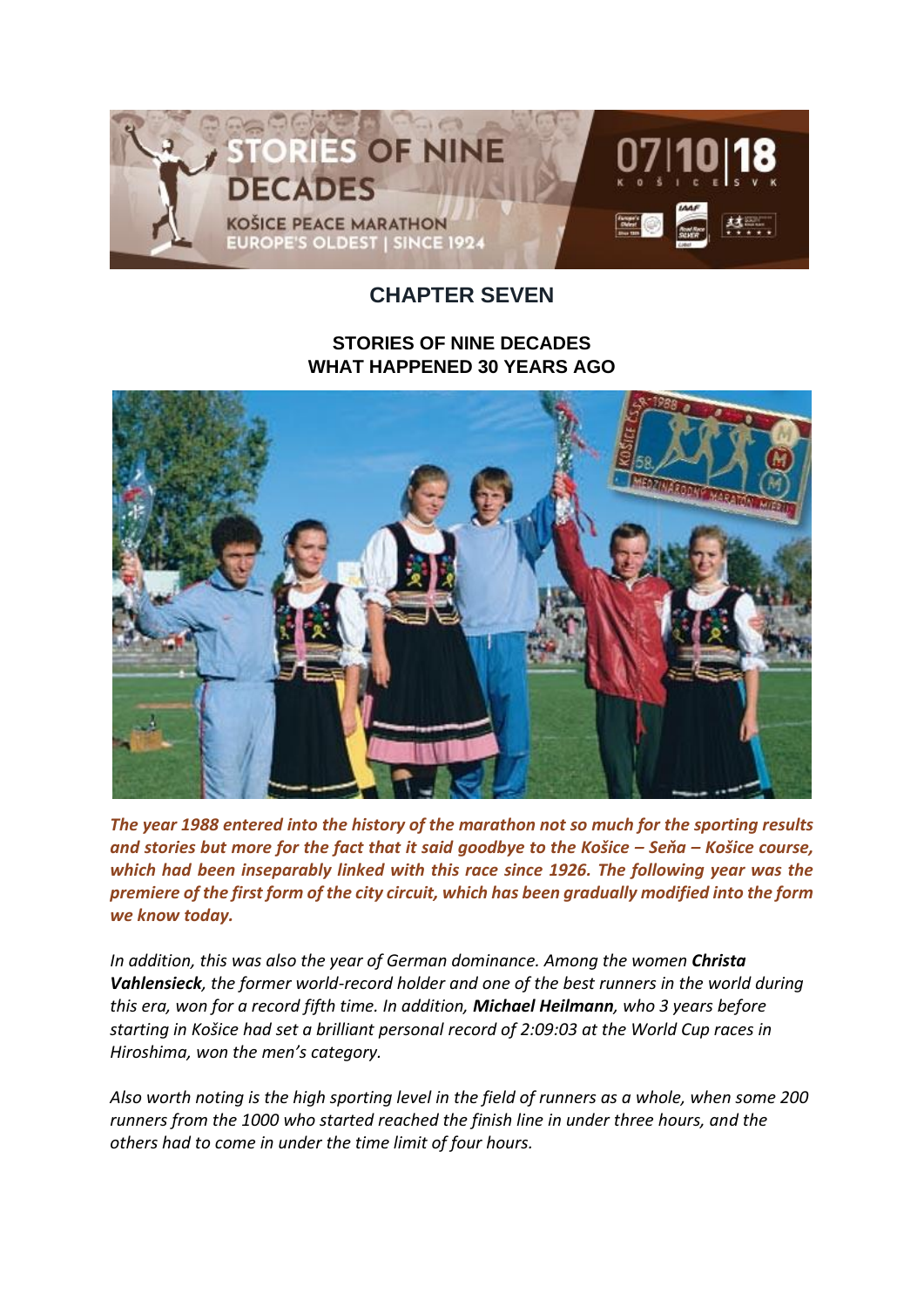## CHAPTER SEVEN

### STORIES OF NINE DECADES
### WHAT HAPPENED 30 YEARS AGO

***The year 1988 entered into the history of the marathon not so much for the sporting results and stories but more for the fact that it said goodbye to the Košice – Seňa – Košice course, which had been inseparably linked with this race since 1926. The following year was the premiere of the first form of the city circuit, which has been gradually modified into the form we know today.***

*In addition, this was also the year of German dominance. Among the women **Christa Vahlensieck**, the former world-record holder and one of the best runners in the world during this era, won for a record fifth time. In addition, **Michael Heilmann**, who 3 years before starting in Košice had set a brilliant personal record of 2:09:03 at the World Cup races in Hiroshima, won the men's category.*

*Also worth noting is the high sporting level in the field of runners as a whole, when some 200 runners from the 1000 who started reached the finish line in under three hours, and the others had to come in under the time limit of four hours.*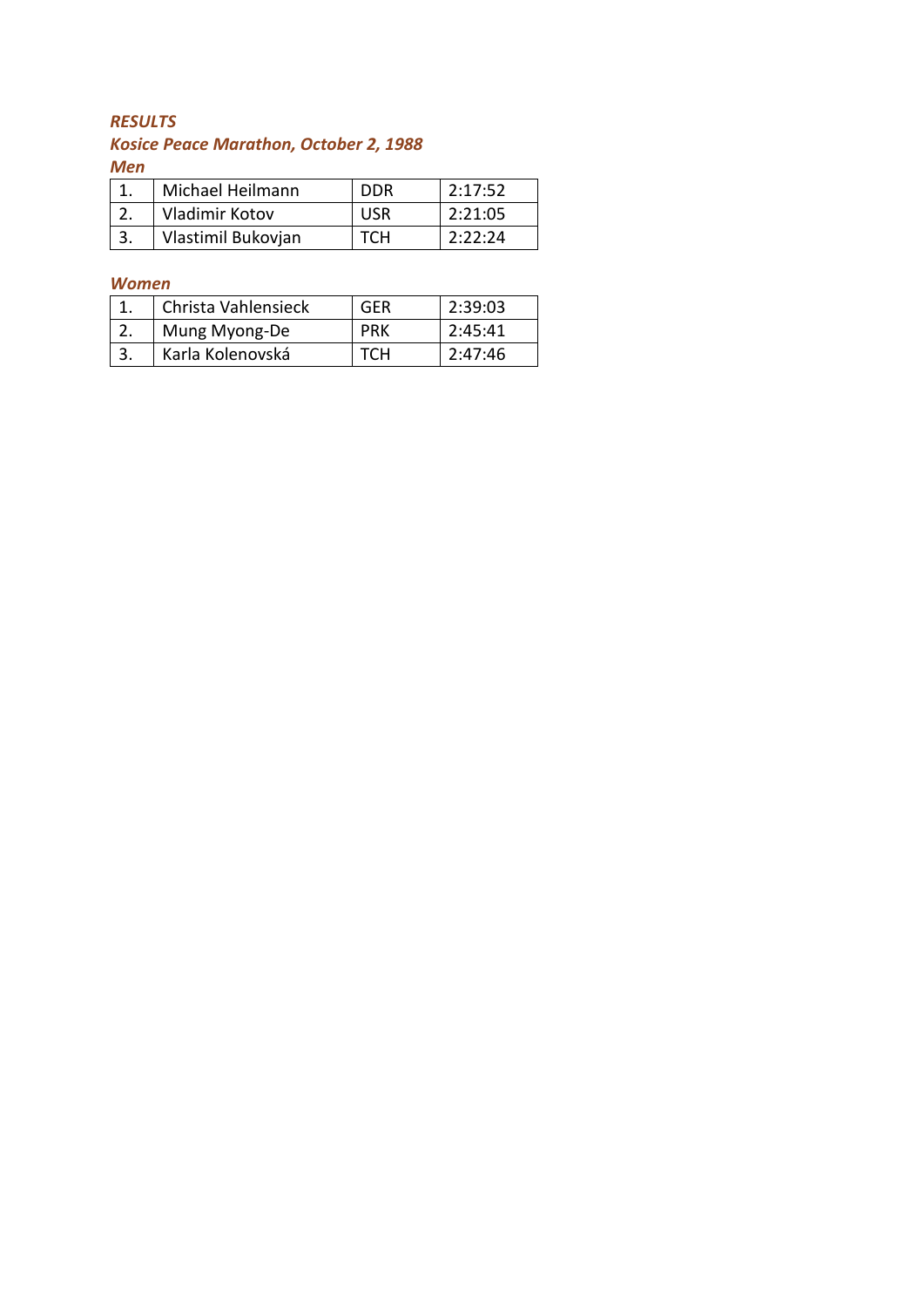***RESULTS***

***Kosice Peace Marathon, October 2, 1988***

***Men***

| | | | |
|---|---|---|---|
| 1. | Michael Heilmann | DDR | 2:17:52 |
| 2. | Vladimir Kotov | USR | 2:21:05 |
| 3. | Vlastimil Bukovjan | TCH | 2:22:24 |

***Women***

| | | | |
|---|---|---|---|
| 1. | Christa Vahlensieck | GER | 2:39:03 |
| 2. | Mung Myong-De | PRK | 2:45:41 |
| 3. | Karla Kolenovská | TCH | 2:47:46 |